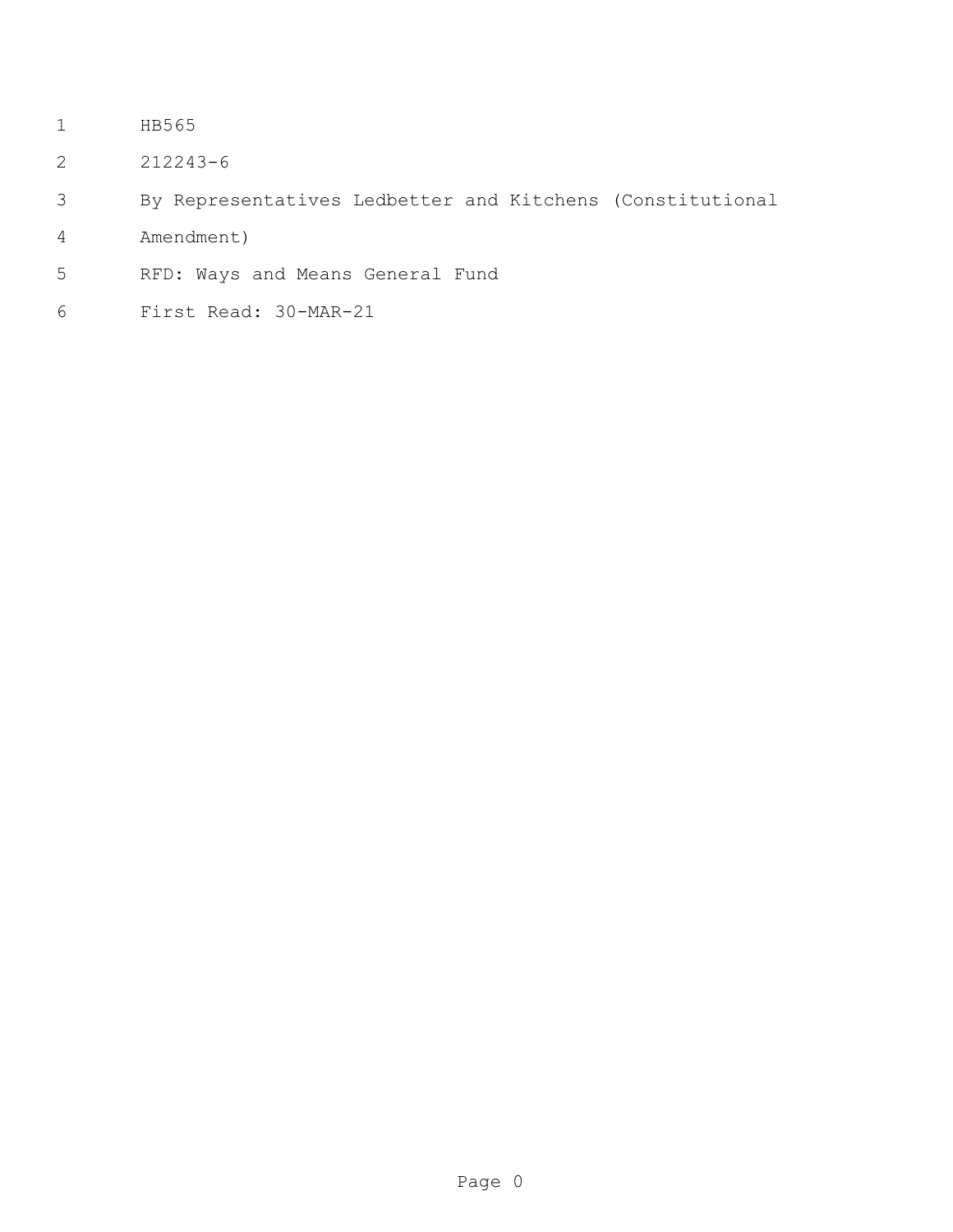HB565

212243-6

By Representatives Ledbetter and Kitchens (Constitutional Amendment)

RFD: Ways and Means General Fund

First Read: 30-MAR-21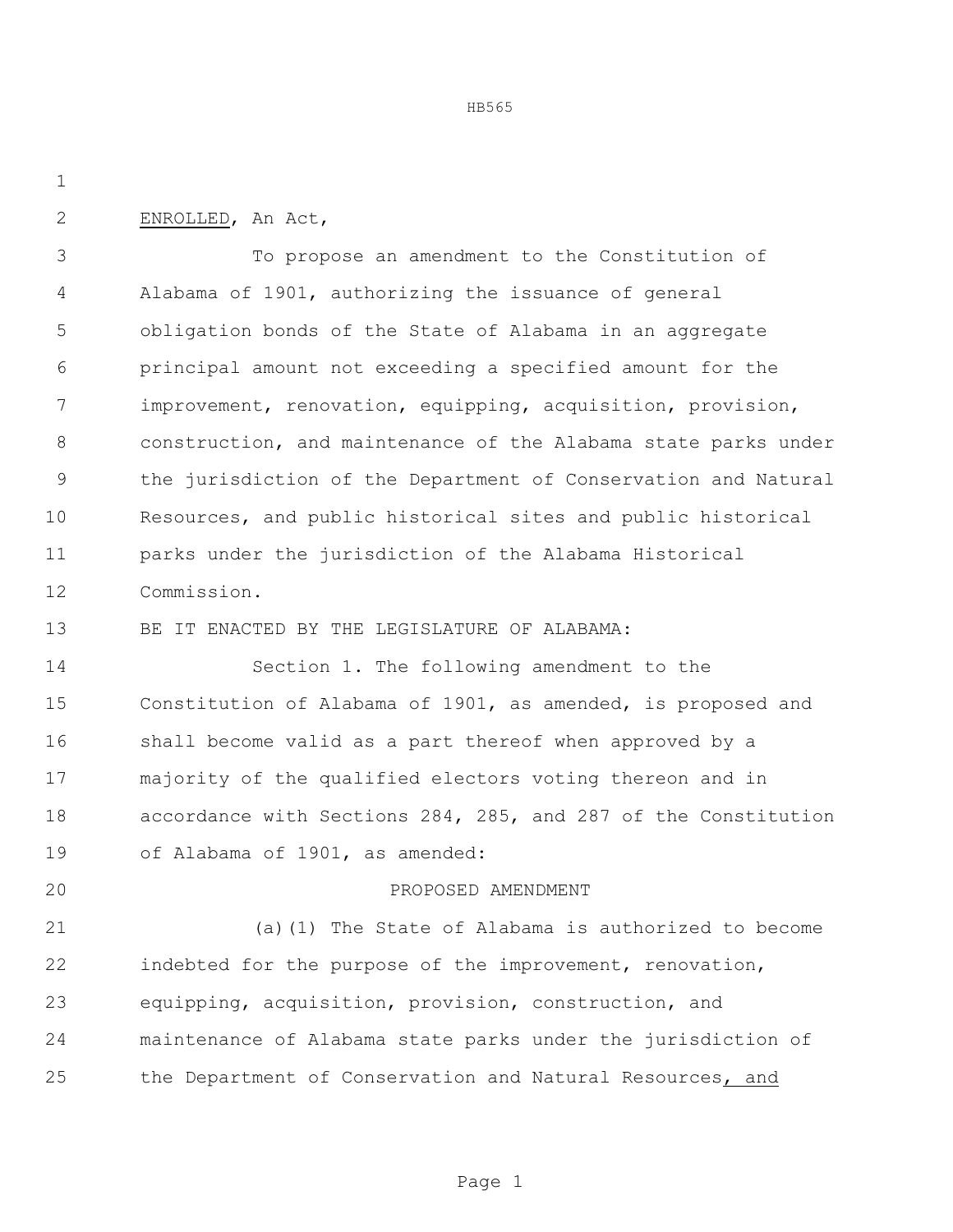HB565

ENROLLED, An Act,

To propose an amendment to the Constitution of Alabama of 1901, authorizing the issuance of general obligation bonds of the State of Alabama in an aggregate principal amount not exceeding a specified amount for the improvement, renovation, equipping, acquisition, provision, construction, and maintenance of the Alabama state parks under the jurisdiction of the Department of Conservation and Natural Resources, and public historical sites and public historical parks under the jurisdiction of the Alabama Historical Commission.

BE IT ENACTED BY THE LEGISLATURE OF ALABAMA:

Section 1. The following amendment to the Constitution of Alabama of 1901, as amended, is proposed and shall become valid as a part thereof when approved by a majority of the qualified electors voting thereon and in accordance with Sections 284, 285, and 287 of the Constitution of Alabama of 1901, as amended:

PROPOSED AMENDMENT

(a)(1) The State of Alabama is authorized to become indebted for the purpose of the improvement, renovation, equipping, acquisition, provision, construction, and maintenance of Alabama state parks under the jurisdiction of the Department of Conservation and Natural Resources, and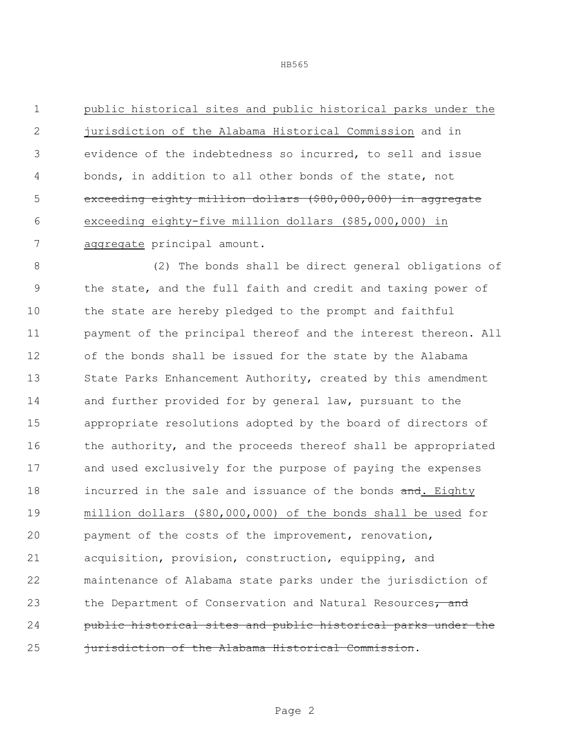public historical sites and public historical parks under the jurisdiction of the Alabama Historical Commission and in evidence of the indebtedness so incurred, to sell and issue bonds, in addition to all other bonds of the state, not ~~exceeding eighty million dollars ($80,000,000) in aggregate~~ exceeding eighty-five million dollars ($85,000,000) in aggregate principal amount.

(2) The bonds shall be direct general obligations of the state, and the full faith and credit and taxing power of the state are hereby pledged to the prompt and faithful payment of the principal thereof and the interest thereon. All of the bonds shall be issued for the state by the Alabama State Parks Enhancement Authority, created by this amendment and further provided for by general law, pursuant to the appropriate resolutions adopted by the board of directors of the authority, and the proceeds thereof shall be appropriated and used exclusively for the purpose of paying the expenses incurred in the sale and issuance of the bonds ~~and~~. Eighty million dollars ($80,000,000) of the bonds shall be used for payment of the costs of the improvement, renovation, acquisition, provision, construction, equipping, and maintenance of Alabama state parks under the jurisdiction of the Department of Conservation and Natural Resources~~, and public historical sites and public historical parks under the jurisdiction of the Alabama Historical Commission~~.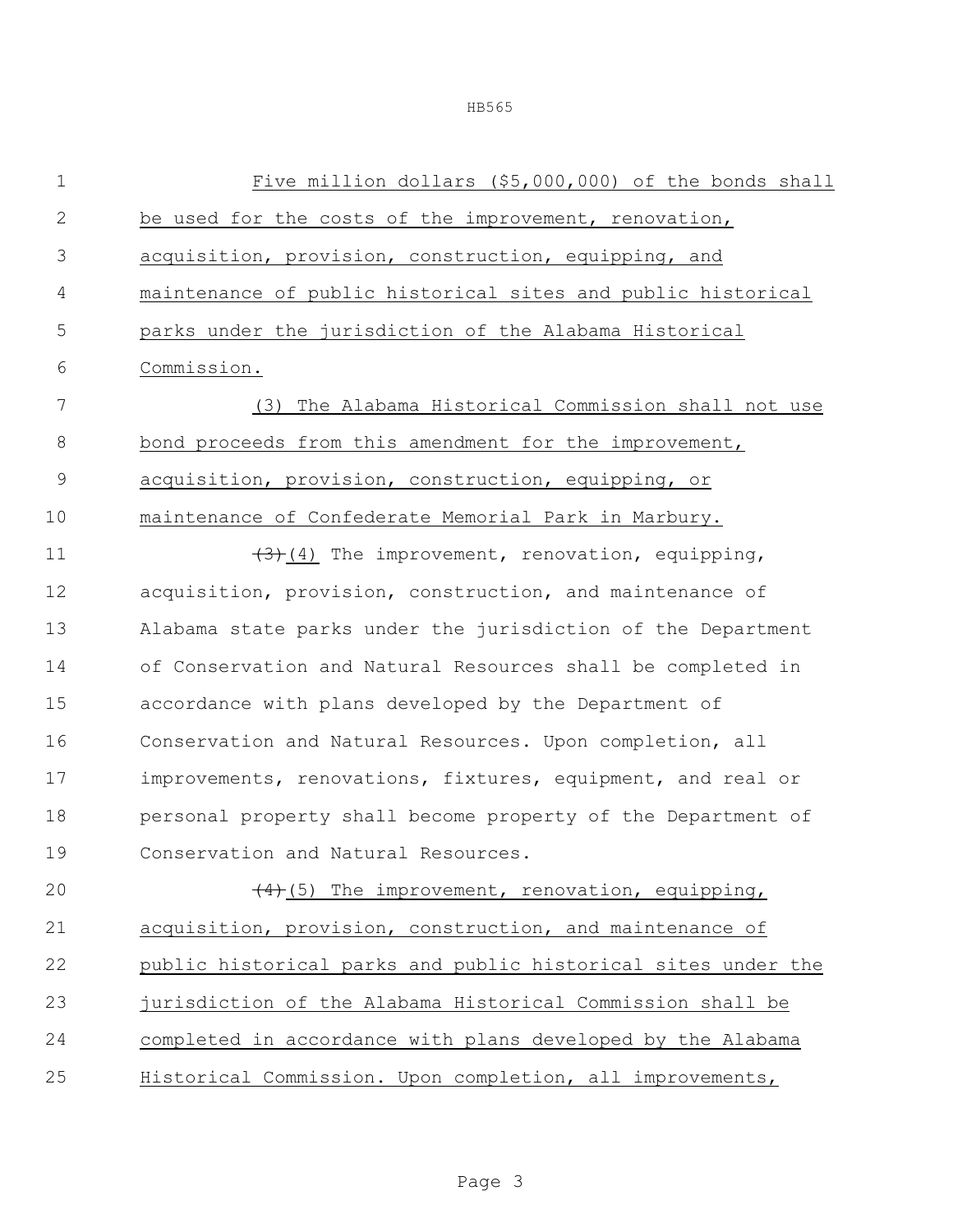Five million dollars ($5,000,000) of the bonds shall be used for the costs of the improvement, renovation, acquisition, provision, construction, equipping, and maintenance of public historical sites and public historical parks under the jurisdiction of the Alabama Historical Commission.

(3) The Alabama Historical Commission shall not use bond proceeds from this amendment for the improvement, acquisition, provision, construction, equipping, or maintenance of Confederate Memorial Park in Marbury.

~~(3)~~(4) The improvement, renovation, equipping, acquisition, provision, construction, and maintenance of Alabama state parks under the jurisdiction of the Department of Conservation and Natural Resources shall be completed in accordance with plans developed by the Department of Conservation and Natural Resources. Upon completion, all improvements, renovations, fixtures, equipment, and real or personal property shall become property of the Department of Conservation and Natural Resources.

~~(4)~~(5) The improvement, renovation, equipping, acquisition, provision, construction, and maintenance of public historical parks and public historical sites under the jurisdiction of the Alabama Historical Commission shall be completed in accordance with plans developed by the Alabama Historical Commission. Upon completion, all improvements,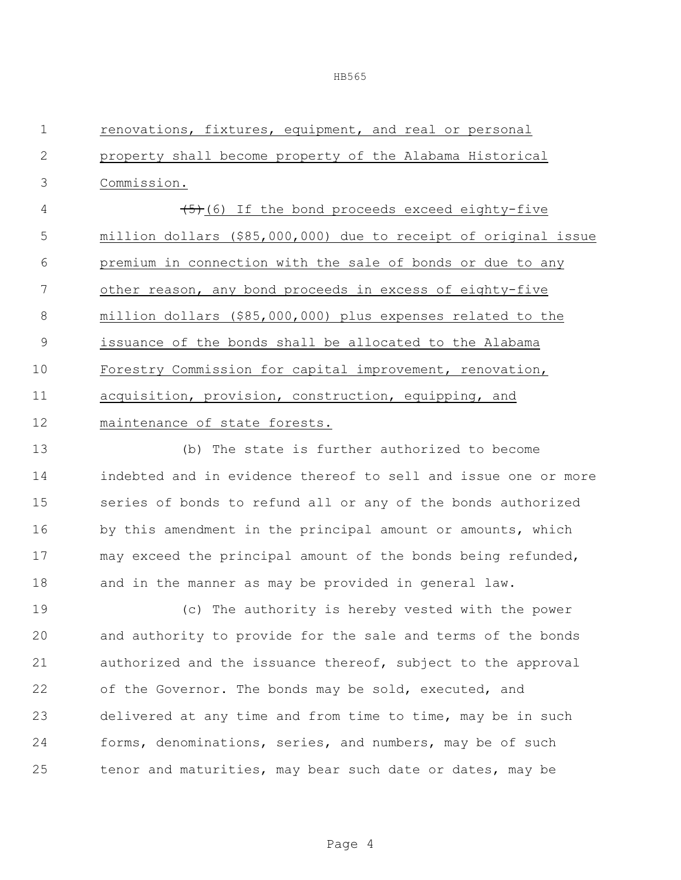renovations, fixtures, equipment, and real or personal property shall become property of the Alabama Historical Commission.

~~(5)~~(6) If the bond proceeds exceed eighty-five million dollars ($85,000,000) due to receipt of original issue premium in connection with the sale of bonds or due to any other reason, any bond proceeds in excess of eighty-five million dollars ($85,000,000) plus expenses related to the issuance of the bonds shall be allocated to the Alabama Forestry Commission for capital improvement, renovation, acquisition, provision, construction, equipping, and maintenance of state forests.

(b) The state is further authorized to become indebted and in evidence thereof to sell and issue one or more series of bonds to refund all or any of the bonds authorized by this amendment in the principal amount or amounts, which may exceed the principal amount of the bonds being refunded, and in the manner as may be provided in general law.

(c) The authority is hereby vested with the power and authority to provide for the sale and terms of the bonds authorized and the issuance thereof, subject to the approval of the Governor. The bonds may be sold, executed, and delivered at any time and from time to time, may be in such forms, denominations, series, and numbers, may be of such tenor and maturities, may bear such date or dates, may be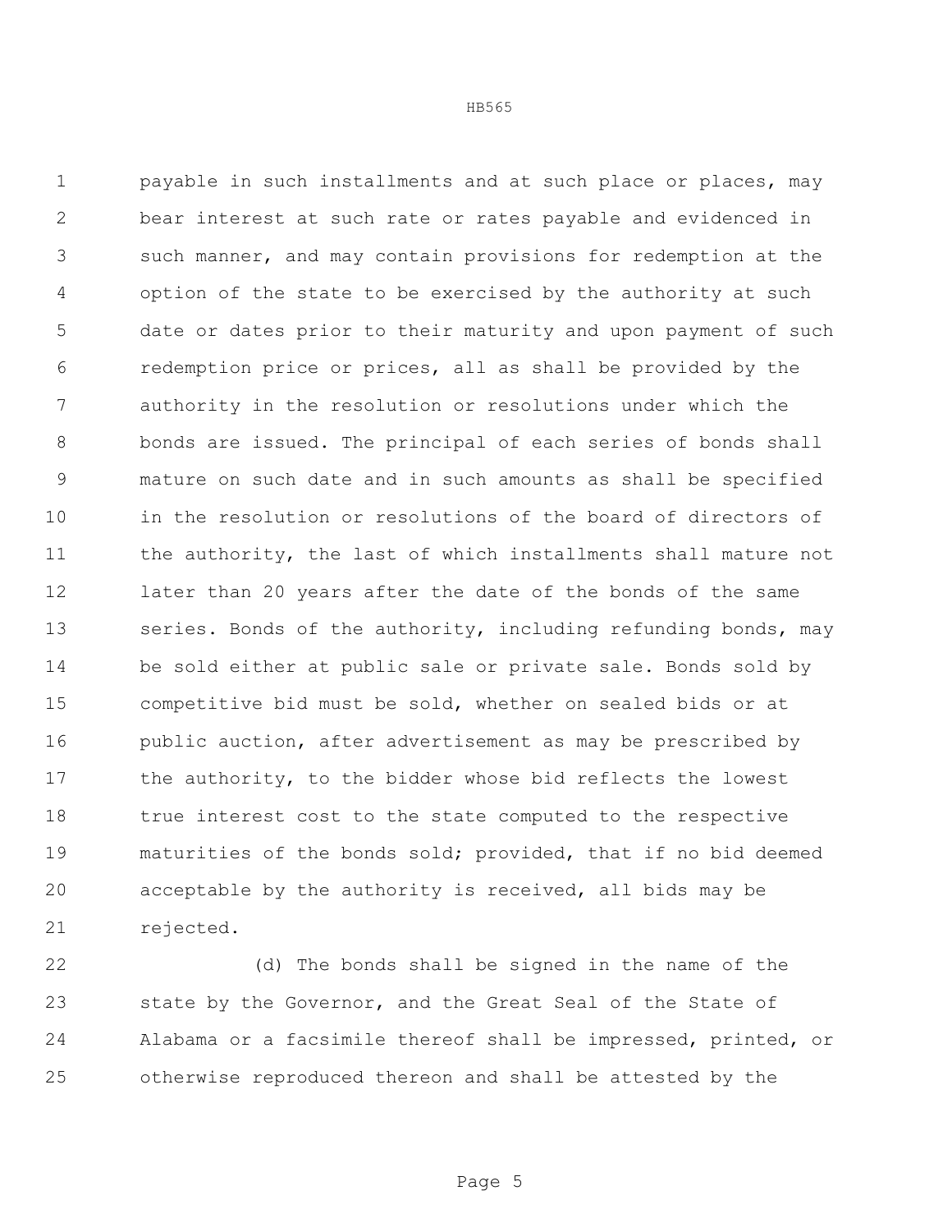payable in such installments and at such place or places, may bear interest at such rate or rates payable and evidenced in such manner, and may contain provisions for redemption at the option of the state to be exercised by the authority at such date or dates prior to their maturity and upon payment of such redemption price or prices, all as shall be provided by the authority in the resolution or resolutions under which the bonds are issued. The principal of each series of bonds shall mature on such date and in such amounts as shall be specified in the resolution or resolutions of the board of directors of the authority, the last of which installments shall mature not later than 20 years after the date of the bonds of the same series. Bonds of the authority, including refunding bonds, may be sold either at public sale or private sale. Bonds sold by competitive bid must be sold, whether on sealed bids or at public auction, after advertisement as may be prescribed by the authority, to the bidder whose bid reflects the lowest true interest cost to the state computed to the respective maturities of the bonds sold; provided, that if no bid deemed acceptable by the authority is received, all bids may be rejected.

(d) The bonds shall be signed in the name of the state by the Governor, and the Great Seal of the State of Alabama or a facsimile thereof shall be impressed, printed, or otherwise reproduced thereon and shall be attested by the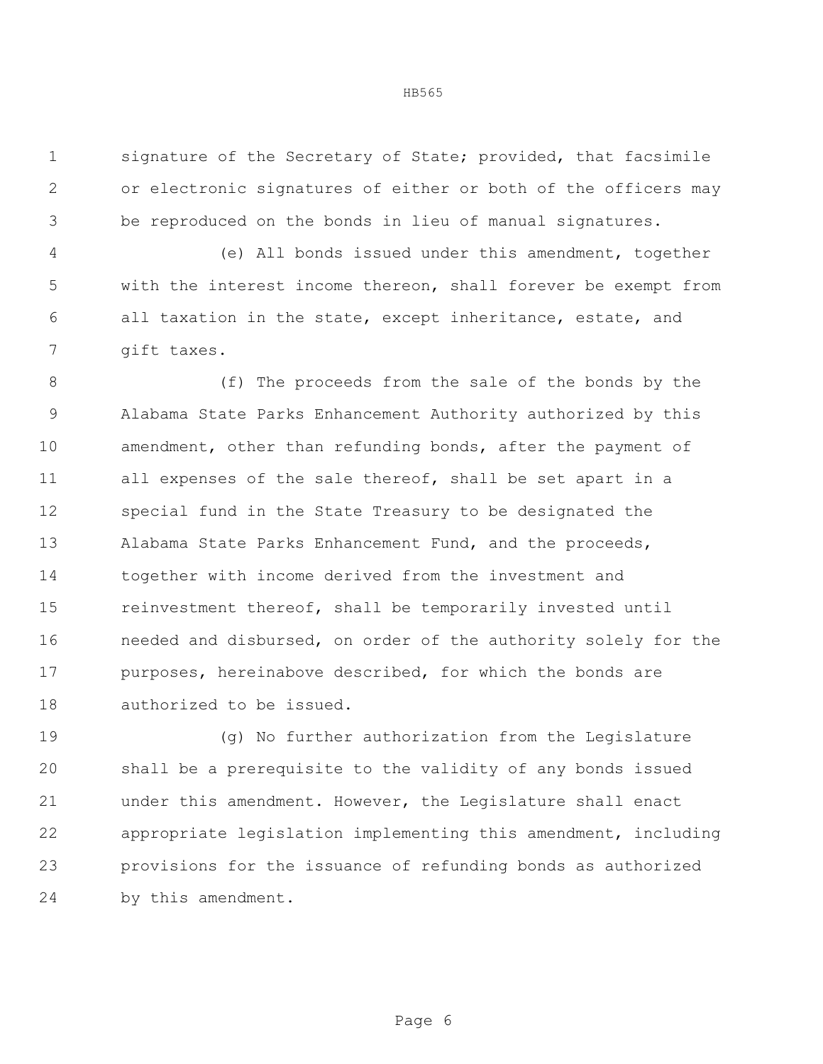signature of the Secretary of State; provided, that facsimile or electronic signatures of either or both of the officers may be reproduced on the bonds in lieu of manual signatures.

(e) All bonds issued under this amendment, together with the interest income thereon, shall forever be exempt from all taxation in the state, except inheritance, estate, and gift taxes.

(f) The proceeds from the sale of the bonds by the Alabama State Parks Enhancement Authority authorized by this amendment, other than refunding bonds, after the payment of all expenses of the sale thereof, shall be set apart in a special fund in the State Treasury to be designated the Alabama State Parks Enhancement Fund, and the proceeds, together with income derived from the investment and reinvestment thereof, shall be temporarily invested until needed and disbursed, on order of the authority solely for the purposes, hereinabove described, for which the bonds are authorized to be issued.

(g) No further authorization from the Legislature shall be a prerequisite to the validity of any bonds issued under this amendment. However, the Legislature shall enact appropriate legislation implementing this amendment, including provisions for the issuance of refunding bonds as authorized by this amendment.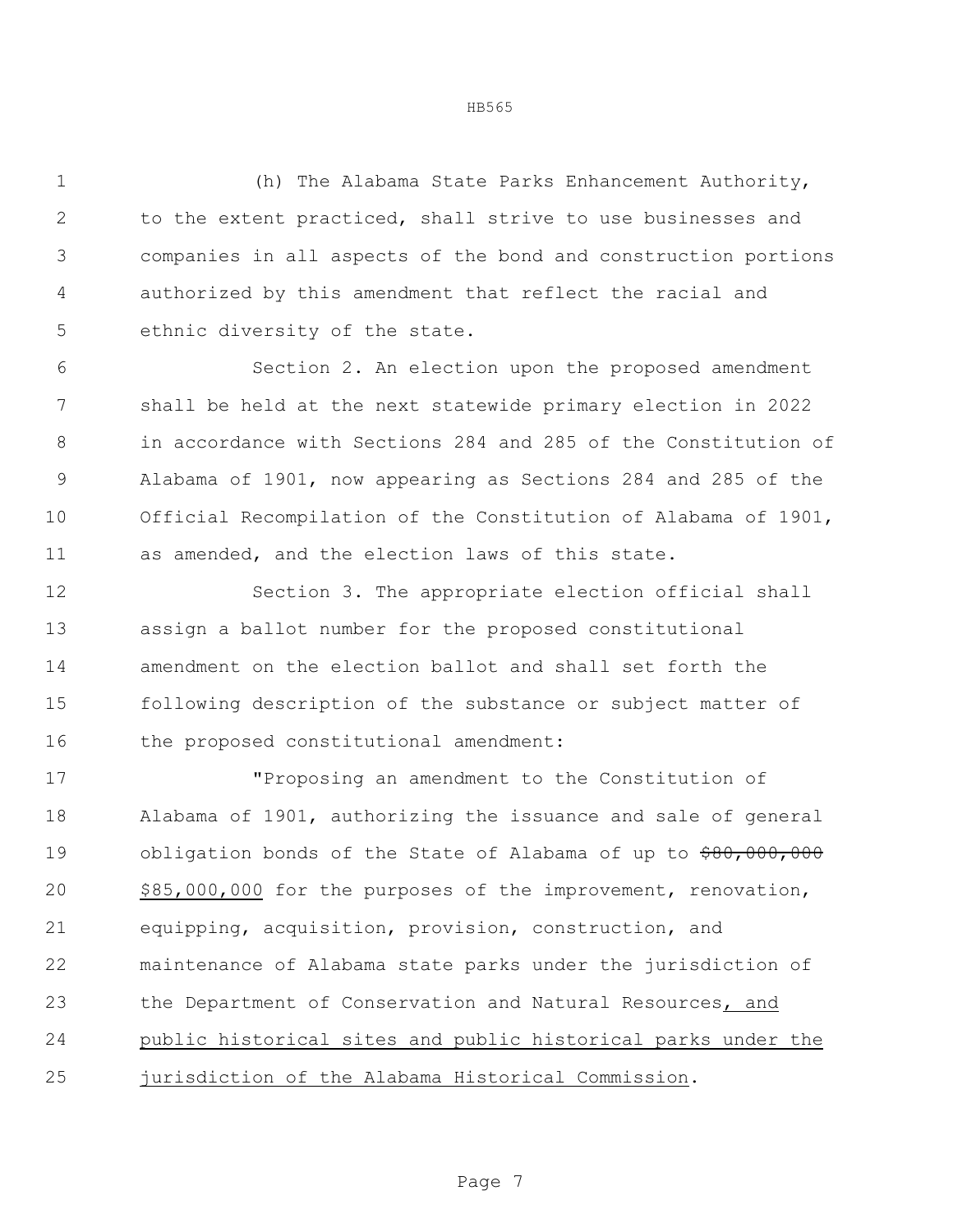(h) The Alabama State Parks Enhancement Authority, to the extent practiced, shall strive to use businesses and companies in all aspects of the bond and construction portions authorized by this amendment that reflect the racial and ethnic diversity of the state.

Section 2. An election upon the proposed amendment shall be held at the next statewide primary election in 2022 in accordance with Sections 284 and 285 of the Constitution of Alabama of 1901, now appearing as Sections 284 and 285 of the Official Recompilation of the Constitution of Alabama of 1901, as amended, and the election laws of this state.

Section 3. The appropriate election official shall assign a ballot number for the proposed constitutional amendment on the election ballot and shall set forth the following description of the substance or subject matter of the proposed constitutional amendment:

"Proposing an amendment to the Constitution of Alabama of 1901, authorizing the issuance and sale of general obligation bonds of the State of Alabama of up to ~~$80,000,000~~ <u>$85,000,000</u> for the purposes of the improvement, renovation, equipping, acquisition, provision, construction, and maintenance of Alabama state parks under the jurisdiction of the Department of Conservation and Natural Resources<u>, and public historical sites and public historical parks under the jurisdiction of the Alabama Historical Commission</u>.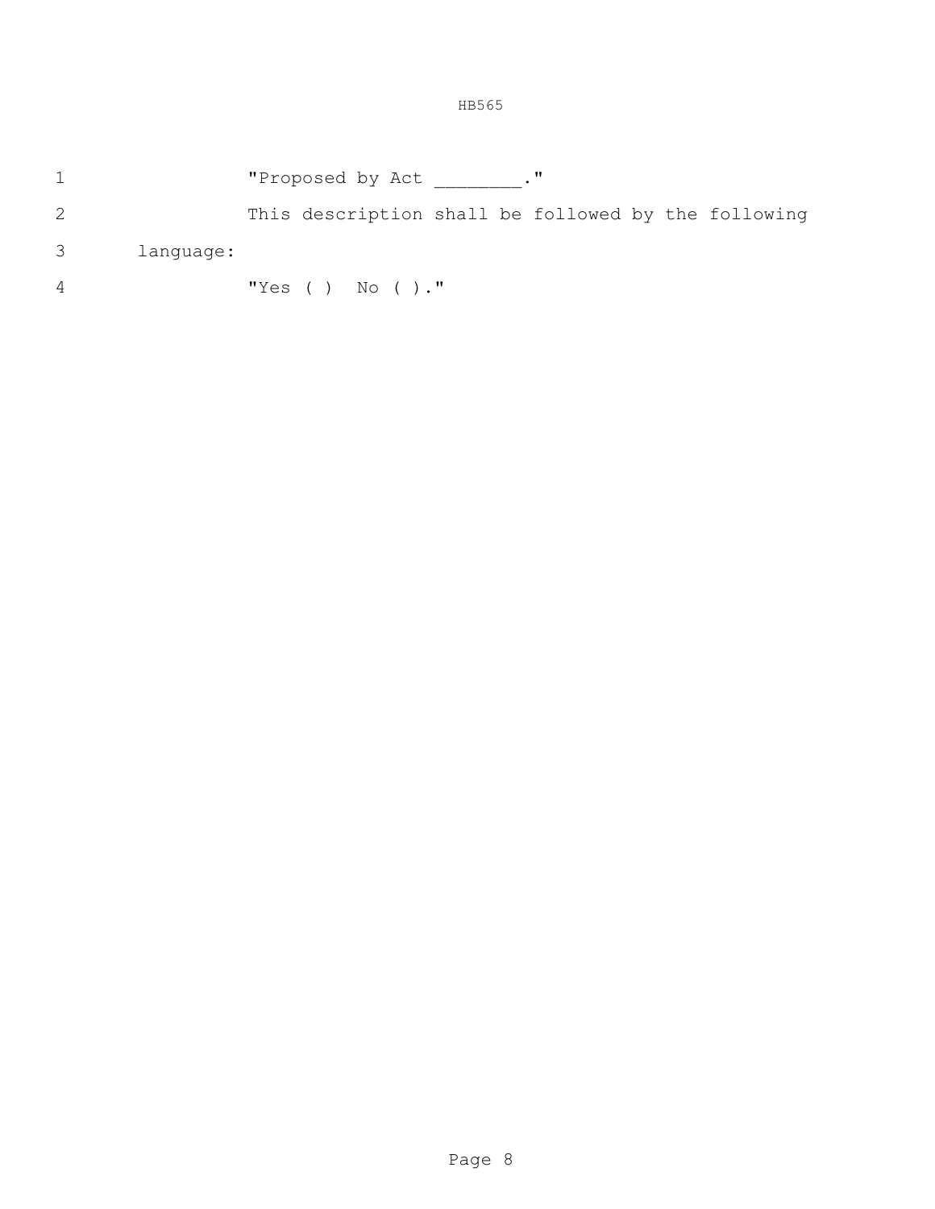"Proposed by Act ________."

This description shall be followed by the following language:

"Yes ( ) No ( )."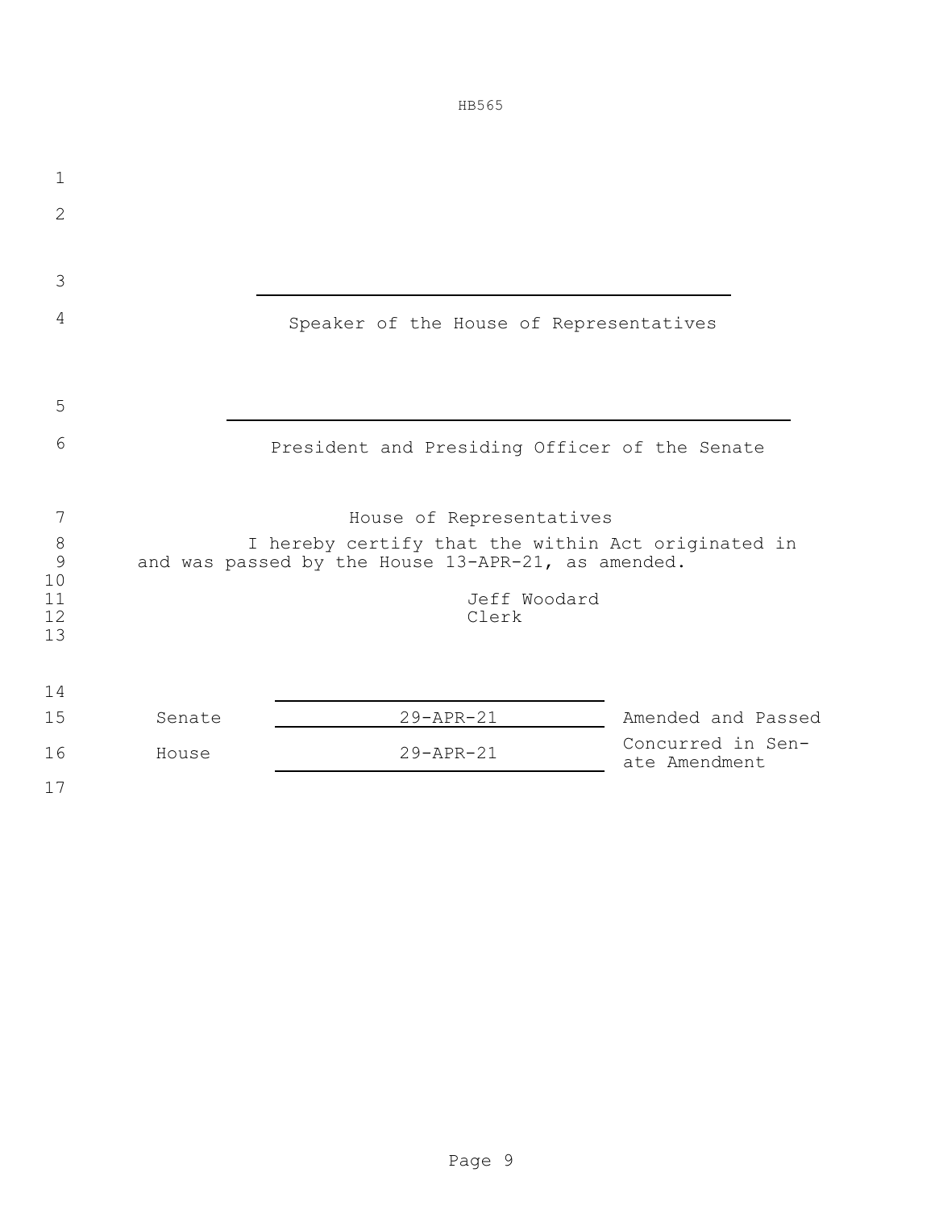\_\_\_\_\_\_\_\_\_\_\_\_\_\_\_\_\_\_\_\_\_\_\_\_\_\_\_\_\_\_\_\_\_\_\_\_\_\_\_\_

Speaker of the House of Representatives

\_\_\_\_\_\_\_\_\_\_\_\_\_\_\_\_\_\_\_\_\_\_\_\_\_\_\_\_\_\_\_\_\_\_\_\_\_\_\_\_

President and Presiding Officer of the Senate

House of Representatives

I hereby certify that the within Act originated in and was passed by the House 13-APR-21, as amended.

Jeff Woodard
Clerk

| | | |
|---|---|---|
| Senate | 29-APR-21 | Amended and Passed |
| House | 29-APR-21 | Concurred in Senate Amendment |